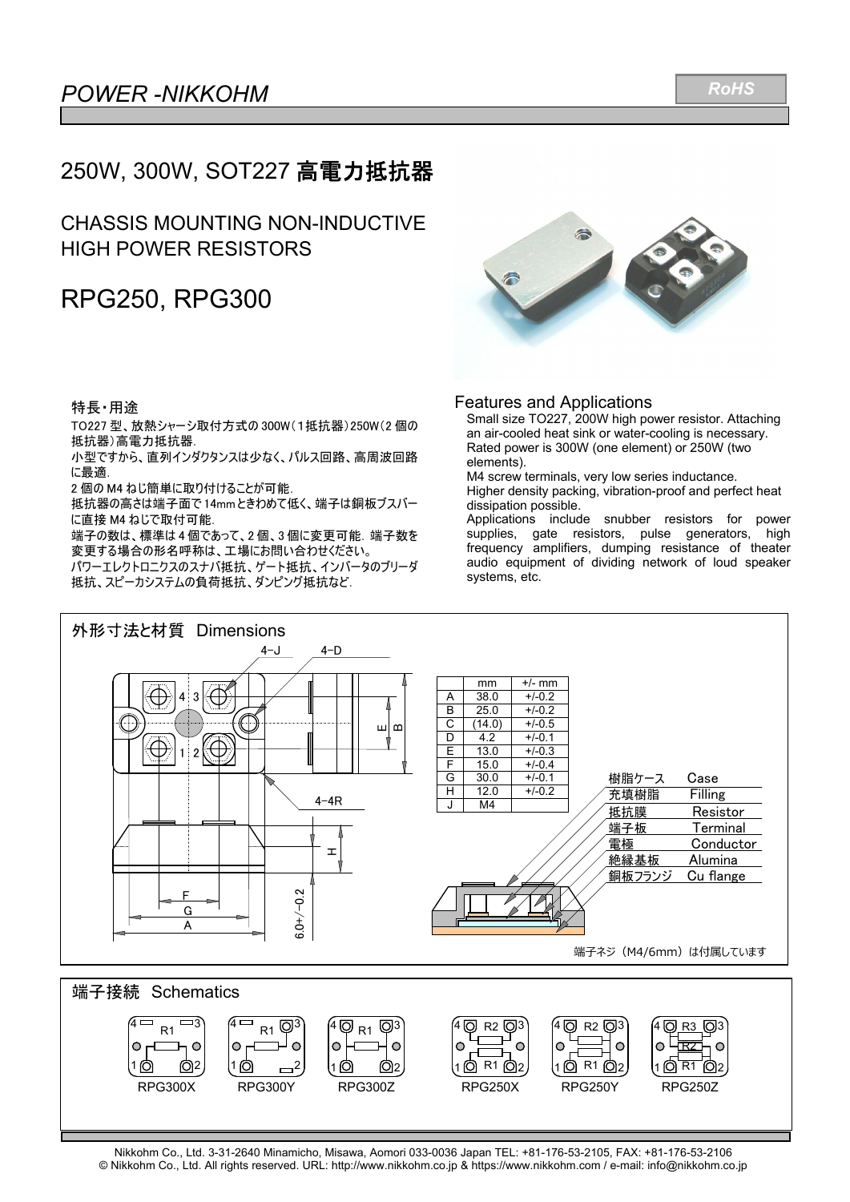# POWER -NIKKOHM

RoHS

## 250W, 300W, SOT227 高電力抵抗器

## CHASSIS MOUNTING NON-INDUCTIVE HIGH POWER RESISTORS

## RPG250, RPG300

### 特長・用途

TO227 型、放熱シャーシ取付方式の 300W（1 抵抗器）250W（2 個の抵抗器）高電力抵抗器.

小型ですから、直列インダクタンスは少なく、パルス回路、高周波回路に最適.

2 個の M4 ねじ簡単に取り付けることが可能.

抵抗器の高さは端子面で 14mm ときわめて低く、端子は銅板ブスバーに直接 M4 ねじで取付可能.

端子の数は、標準は 4 個であって、2 個、3 個に変更可能. 端子数を変更する場合の形名呼称は、工場にお問い合わせください。

パワーエレクトロニクスのスナバ抵抗、ゲート抵抗、インバータのブリーダ抵抗、スピーカシステムの負荷抵抗、ダンピング抵抗など.

### Features and Applications

Small size TO227, 200W high power resistor. Attaching an air-cooled heat sink or water-cooling is necessary.
Rated power is 300W (one element) or 250W (two elements).
M4 screw terminals, very low series inductance.
Higher density packing, vibration-proof and perfect heat dissipation possible.
Applications include snubber resistors for power supplies, gate resistors, pulse generators, high frequency amplifiers, dumping resistance of theater audio equipment of dividing network of loud speaker systems, etc.

### 外形寸法と材質 Dimensions

4-J 4-D 4-4R 6.0+/-0.2

| | mm | +/- mm |
|---|---|---|
| A | 38.0 | +/-0.2 |
| B | 25.0 | +/-0.2 |
| C | (14.0) | +/-0.5 |
| D | 4.2 | +/-0.1 |
| E | 13.0 | +/-0.3 |
| F | 15.0 | +/-0.4 |
| G | 30.0 | +/-0.1 |
| H | 12.0 | +/-0.2 |
| J | M4 | |

| | |
|---|---|
| 樹脂ケース | Case |
| 充填樹脂 | Filling |
| 抵抗膜 | Resistor |
| 端子板 | Terminal |
| 電極 | Conductor |
| 絶縁基板 | Alumina |
| 銅板フランジ | Cu flange |

端子ネジ（M4/6mm）は付属しています

### 端子接続 Schematics

RPG300X RPG300Y RPG300Z RPG250X RPG250Y RPG250Z

Nikkohm Co., Ltd. 3-31-2640 Minamicho, Misawa, Aomori 033-0036 Japan TEL: +81-176-53-2105, FAX: +81-176-53-2106
© Nikkohm Co., Ltd. All rights reserved. URL: http://www.nikkohm.co.jp & https://www.nikkohm.com / e-mail: info@nikkohm.co.jp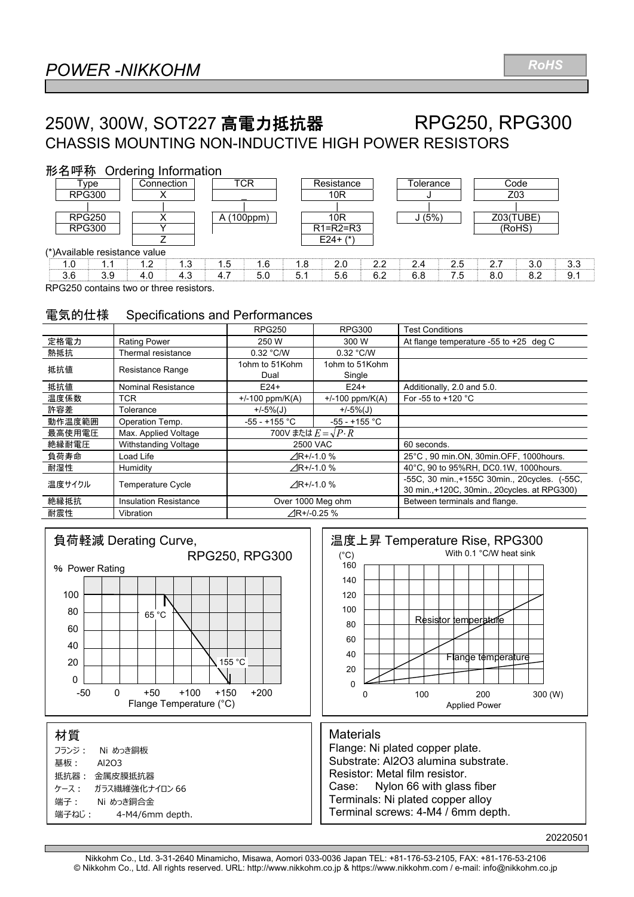# POWER -NIKKOHM

RoHS

## 250W, 300W, SOT227 高電力抵抗器　　RPG250, RPG300
## CHASSIS MOUNTING NON-INDUCTIVE HIGH POWER RESISTORS

### 形名呼称　Ordering Information

| Type | Connection | TCR | Resistance | Tolerance | Code |
|---|---|---|---|---|---|
| RPG300 | X | _ | 10R | J | Z03 |
| RPG250 | X | A (100ppm) | 10R | J (5%) | Z03(TUBE) |
| RPG300 | Y | | R1=R2=R3 | | (RoHS) |
| | Z | | E24+ (*) | | |

(*)Available resistance value

| | | | | | | | | | | | | | |
|---|---|---|---|---|---|---|---|---|---|---|---|---|---|
| 1.0 | 1.1 | 1.2 | 1.3 | 1.5 | 1.6 | 1.8 | 2.0 | 2.2 | 2.4 | 2.5 | 2.7 | 3.0 | 3.3 |
| 3.6 | 3.9 | 4.0 | 4.3 | 4.7 | 5.0 | 5.1 | 5.6 | 6.2 | 6.8 | 7.5 | 8.0 | 8.2 | 9.1 |

RPG250 contains two or three resistors.

### 電気的仕様　　Specifications and Performances

| | | RPG250 | RPG300 | Test Conditions |
|---|---|---|---|---|
| 定格電力 | Rating Power | 250 W | 300 W | At flange temperature -55 to +25 deg C |
| 熱抵抗 | Thermal resistance | 0.32 °C/W | 0.32 °C/W | |
| 抵抗値 | Resistance Range | 1ohm to 51Kohm Dual | 1ohm to 51Kohm Single | |
| 抵抗値 | Nominal Resistance | E24+ | E24+ | Additionally, 2.0 and 5.0. |
| 温度係数 | TCR | +/-100 ppm/K(A) | +/-100 ppm/K(A) | For -55 to +120 °C |
| 許容差 | Tolerance | +/-5%(J) | +/-5%(J) | |
| 動作温度範囲 | Operation Temp. | -55 - +155 °C | -55 - +155 °C | |
| 最高使用電圧 | Max. Applied Voltage | 700V または $E=\sqrt{P \cdot R}$ | | |
| 絶縁耐電圧 | Withstanding Voltage | 2500 VAC | | 60 seconds. |
| 負荷寿命 | Load Life | ⊿R+/-1.0 % | | 25°C , 90 min.ON, 30min.OFF, 1000hours. |
| 耐湿性 | Humidity | ⊿R+/-1.0 % | | 40°C, 90 to 95%RH, DC0.1W, 1000hours. |
| 温度サイクル | Temperature Cycle | ⊿R+/-1.0 % | | -55C, 30 min.,+155C 30min., 20cycles. (-55C, 30 min.,+120C, 30min., 20cycles. at RPG300) |
| 絶縁抵抗 | Insulation Resistance | Over 1000 Meg ohm | | Between terminals and flange. |
| 耐震性 | Vibration | ⊿R+/-0.25 % | | |

### 負荷軽減 Derating Curve, RPG250, RPG300

% Power Rating

100
80
60
40
20
0

65 °C
155 °C

-50　0　+50　+100　+150　+200

Flange Temperature (°C)

### 温度上昇 Temperature Rise, RPG300

With 0.1 °C/W heat sink

(°C)

160
140
120
100
80
60
40
20
0

Resistor temperature
Flange temperature

0　100　200　300 (W)

Applied Power

### 材質

フランジ：　Ni めっき銅板
基板：　Al2O3
抵抗器：　金属皮膜抵抗器
ケース：　ガラス繊維強化ナイロン 66
端子：　Ni めっき銅合金
端子ねじ：　4-M4/6mm depth.

### Materials

Flange: Ni plated copper plate.
Substrate: Al2O3 alumina substrate.
Resistor: Metal film resistor.
Case:　Nylon 66 with glass fiber
Terminals: Ni plated copper alloy
Terminal screws: 4-M4 / 6mm depth.

20220501

Nikkohm Co., Ltd. 3-31-2640 Minamicho, Misawa, Aomori 033-0036 Japan TEL: +81-176-53-2105, FAX: +81-176-53-2106
© Nikkohm Co., Ltd. All rights reserved. URL: http://www.nikkohm.co.jp & https://www.nikkohm.com / e-mail: info@nikkohm.co.jp